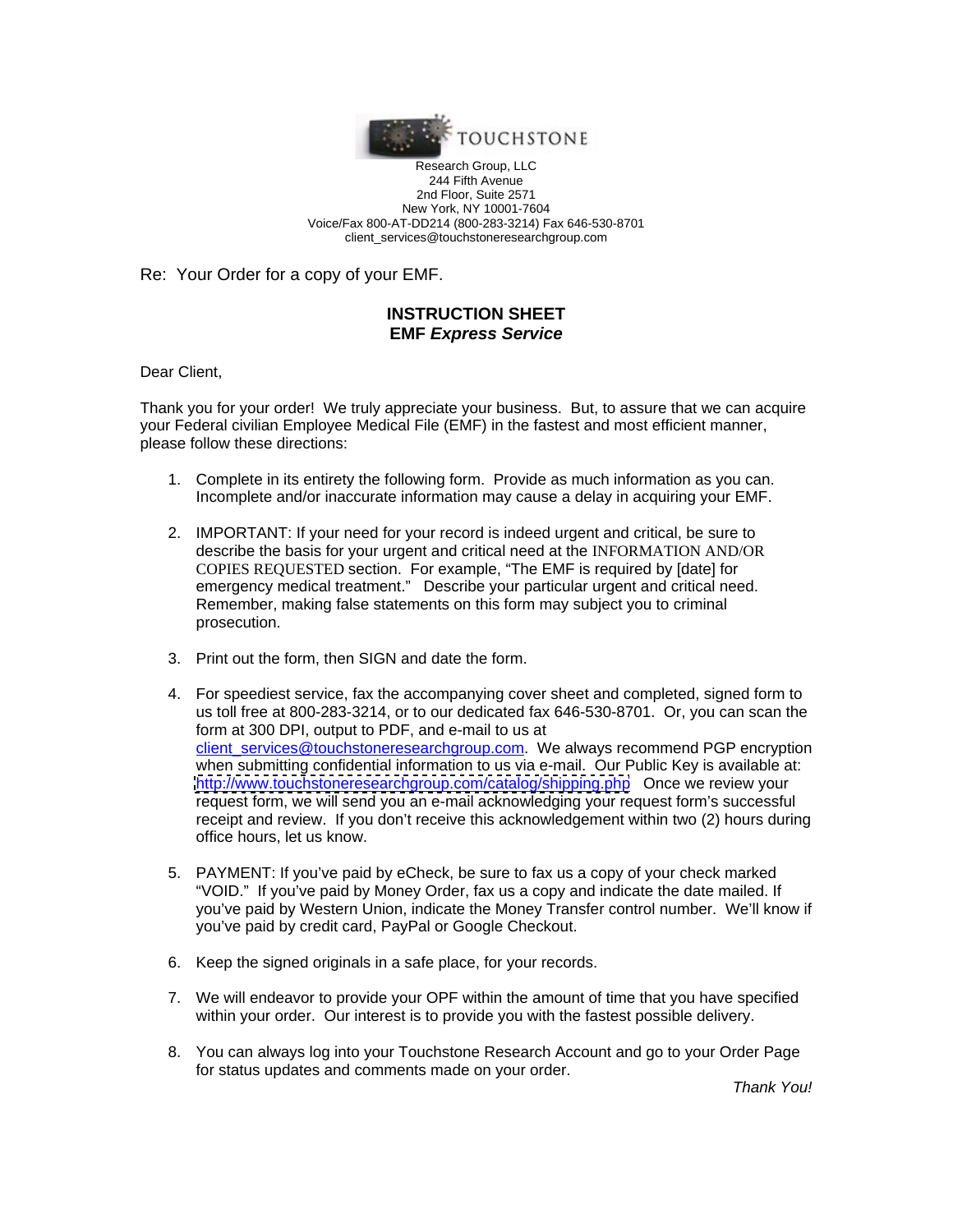TOUCHSTONE

Research Group, LLC
244 Fifth Avenue
2nd Floor, Suite 2571
New York, NY 10001-7604
Voice/Fax 800-AT-DD214 (800-283-3214) Fax 646-530-8701
client_services@touchstoneresearchgroup.com

Re: Your Order for a copy of your EMF.

## INSTRUCTION SHEET
## EMF *Express Service*

Dear Client,

Thank you for your order! We truly appreciate your business. But, to assure that we can acquire your Federal civilian Employee Medical File (EMF) in the fastest and most efficient manner, please follow these directions:

1. Complete in its entirety the following form. Provide as much information as you can. Incomplete and/or inaccurate information may cause a delay in acquiring your EMF.

2. IMPORTANT: If your need for your record is indeed urgent and critical, be sure to describe the basis for your urgent and critical need at the INFORMATION AND/OR COPIES REQUESTED section. For example, "The EMF is required by [date] for emergency medical treatment." Describe your particular urgent and critical need. Remember, making false statements on this form may subject you to criminal prosecution.

3. Print out the form, then SIGN and date the form.

4. For speediest service, fax the accompanying cover sheet and completed, signed form to us toll free at 800-283-3214, or to our dedicated fax 646-530-8701. Or, you can scan the form at 300 DPI, output to PDF, and e-mail to us at client_services@touchstoneresearchgroup.com. We always recommend PGP encryption when submitting confidential information to us via e-mail. Our Public Key is available at: http://www.touchstoneresearchgroup.com/catalog/shipping.php Once we review your request form, we will send you an e-mail acknowledging your request form's successful receipt and review. If you don't receive this acknowledgement within two (2) hours during office hours, let us know.

5. PAYMENT: If you've paid by eCheck, be sure to fax us a copy of your check marked "VOID." If you've paid by Money Order, fax us a copy and indicate the date mailed. If you've paid by Western Union, indicate the Money Transfer control number. We'll know if you've paid by credit card, PayPal or Google Checkout.

6. Keep the signed originals in a safe place, for your records.

7. We will endeavor to provide your OPF within the amount of time that you have specified within your order. Our interest is to provide you with the fastest possible delivery.

8. You can always log into your Touchstone Research Account and go to your Order Page for status updates and comments made on your order.

*Thank You!*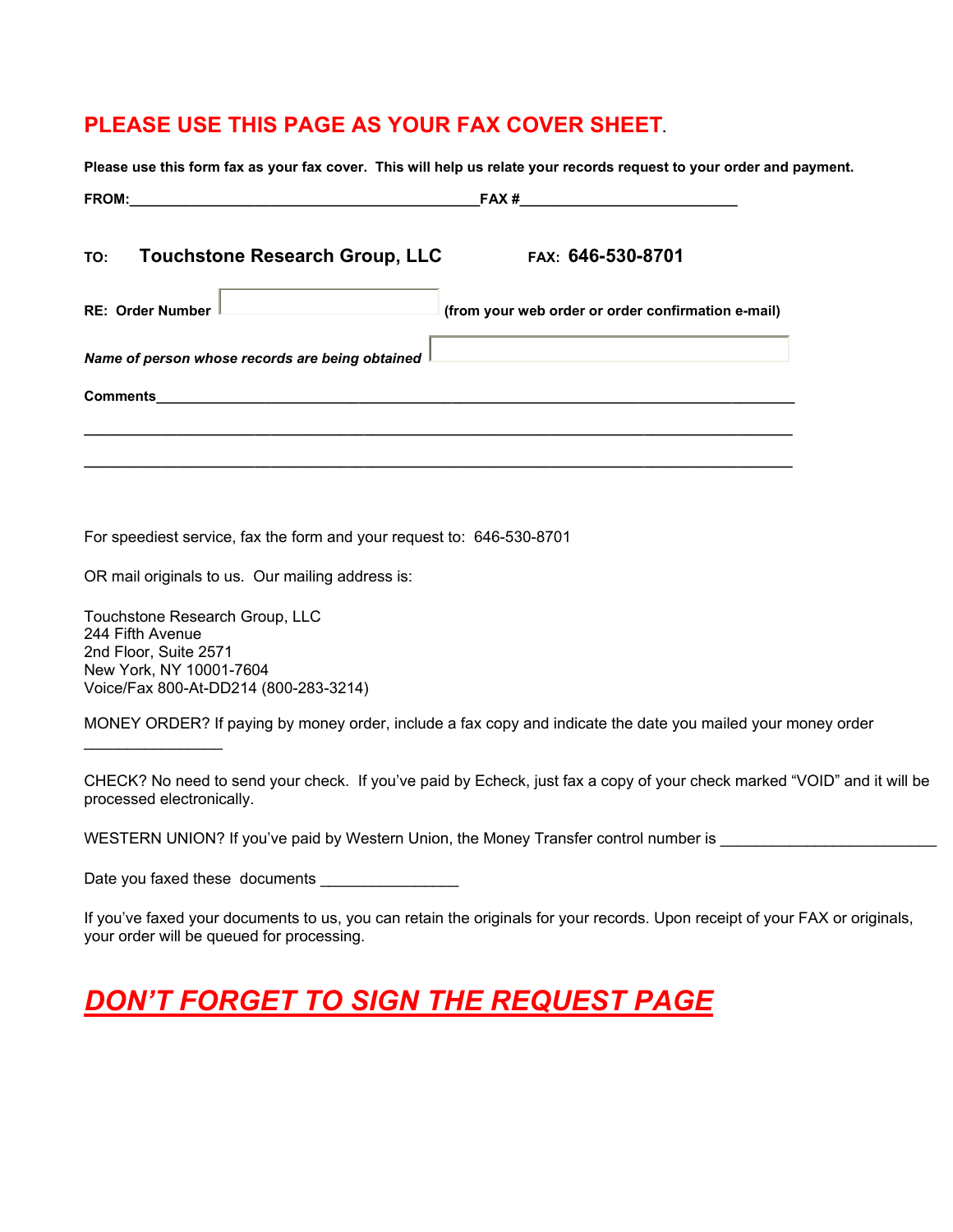# PLEASE USE THIS PAGE AS YOUR FAX COVER SHEET.

**Please use this form fax as your fax cover. This will help us relate your records request to your order and payment.**

**FROM:**___________________________________________**FAX #**___________________________

**TO:** **Touchstone Research Group, LLC** **FAX: 646-530-8701**

**RE: Order Number** [ ] **(from your web order or order confirmation e-mail)**

***Name of person whose records are being obtained*** [ ]

**Comments**_________________________________________________________________________________

_________________________________________________________________________________________

_________________________________________________________________________________________

For speediest service, fax the form and your request to: 646-530-8701

OR mail originals to us. Our mailing address is:

Touchstone Research Group, LLC
244 Fifth Avenue
2nd Floor, Suite 2571
New York, NY 10001-7604
Voice/Fax 800-At-DD214 (800-283-3214)

MONEY ORDER? If paying by money order, include a fax copy and indicate the date you mailed your money order ________________

CHECK? No need to send your check. If you've paid by Echeck, just fax a copy of your check marked "VOID" and it will be processed electronically.

WESTERN UNION? If you've paid by Western Union, the Money Transfer control number is _________________________

Date you faxed these documents ________________

If you've faxed your documents to us, you can retain the originals for your records. Upon receipt of your FAX or originals, your order will be queued for processing.

## ***DON'T FORGET TO SIGN THE REQUEST PAGE***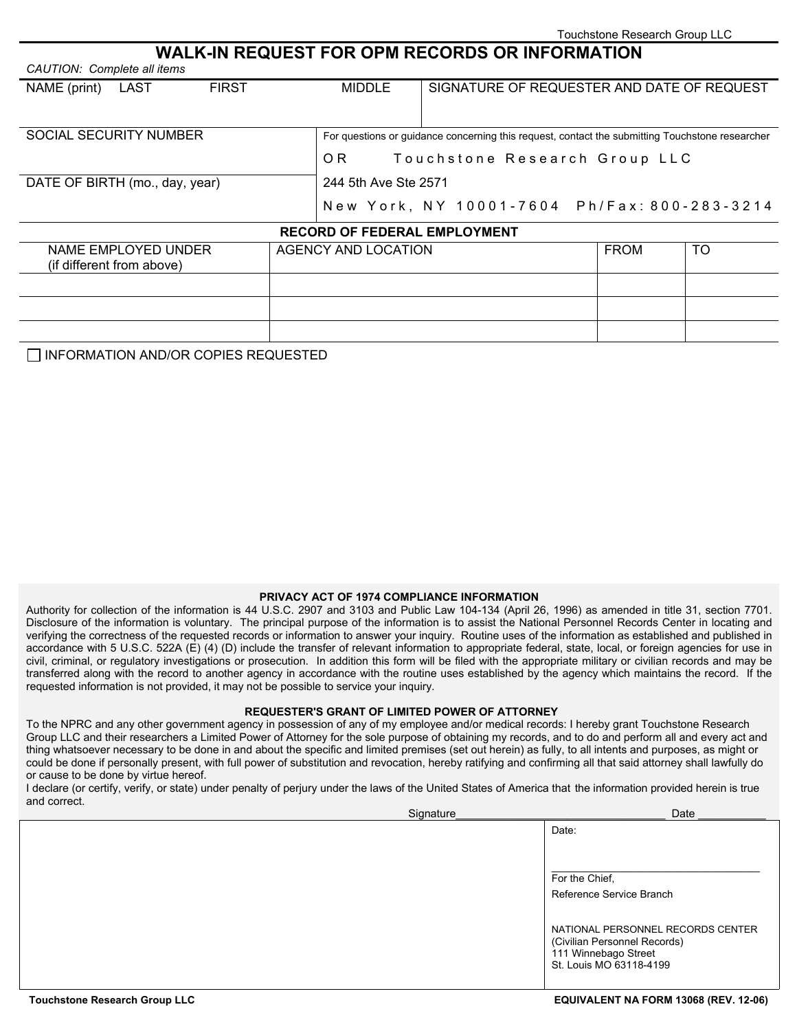Touchstone Research Group LLC

# WALK-IN REQUEST FOR OPM RECORDS OR INFORMATION

*CAUTION: Complete all items*

| NAME (print) LAST FIRST MIDDLE | SIGNATURE OF REQUESTER AND DATE OF REQUEST |
|---|---|
| | |
| SOCIAL SECURITY NUMBER | For questions or guidance concerning this request, contact the submitting Touchstone researcher OR Touchstone Research Group LLC |
| DATE OF BIRTH (mo., day, year) | 244 5th Ave Ste 2571 New York, NY 10001-7604 Ph/Fax: 800-283-3214 |

**RECORD OF FEDERAL EMPLOYMENT**

| NAME EMPLOYED UNDER (if different from above) | AGENCY AND LOCATION | FROM | TO |
|---|---|---|---|
| | | | |
| | | | |
| | | | |

☐ INFORMATION AND/OR COPIES REQUESTED

**PRIVACY ACT OF 1974 COMPLIANCE INFORMATION**

Authority for collection of the information is 44 U.S.C. 2907 and 3103 and Public Law 104-134 (April 26, 1996) as amended in title 31, section 7701. Disclosure of the information is voluntary. The principal purpose of the information is to assist the National Personnel Records Center in locating and verifying the correctness of the requested records or information to answer your inquiry. Routine uses of the information as established and published in accordance with 5 U.S.C. 522A (E) (4) (D) include the transfer of relevant information to appropriate federal, state, local, or foreign agencies for use in civil, criminal, or regulatory investigations or prosecution. In addition this form will be filed with the appropriate military or civilian records and may be transferred along with the record to another agency in accordance with the routine uses established by the agency which maintains the record. If the requested information is not provided, it may not be possible to service your inquiry.

**REQUESTER'S GRANT OF LIMITED POWER OF ATTORNEY**

To the NPRC and any other government agency in possession of any of my employee and/or medical records: I hereby grant Touchstone Research Group LLC and their researchers a Limited Power of Attorney for the sole purpose of obtaining my records, and to do and perform all and every act and thing whatsoever necessary to be done in and about the specific and limited premises (set out herein) as fully, to all intents and purposes, as might or could be done if personally present, with full power of substitution and revocation, hereby ratifying and confirming all that said attorney shall lawfully do or cause to be done by virtue hereof.

I declare (or certify, verify, or state) under penalty of perjury under the laws of the United States of America that the information provided herein is true and correct.

Signature__________________________________ Date ___________

Date:

______________________________

For the Chief,

Reference Service Branch

NATIONAL PERSONNEL RECORDS CENTER
(Civilian Personnel Records)
111 Winnebago Street
St. Louis MO 63118-4199

Touchstone Research Group LLC

EQUIVALENT NA FORM 13068 (REV. 12-06)